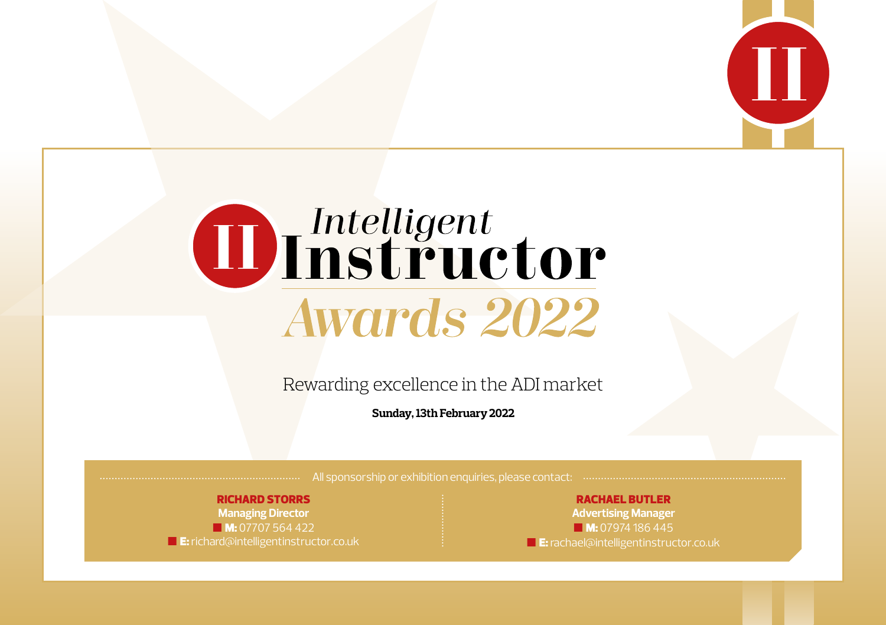# Intelligent Instructor Awards 2022

Rewarding excellence in the ADI market

**Sunday, 13th February 2022**

All sponsorship or exhibition enquiries, please contact:

**RICHARD STORRS**
**Managing Director**
**M:** 07707 564 422
**E:** richard@intelligentinstructor.co.uk

**RACHAEL BUTLER**
**Advertising Manager**
**M:** 07974 186 445
**E:** rachael@intelligentinstructor.co.uk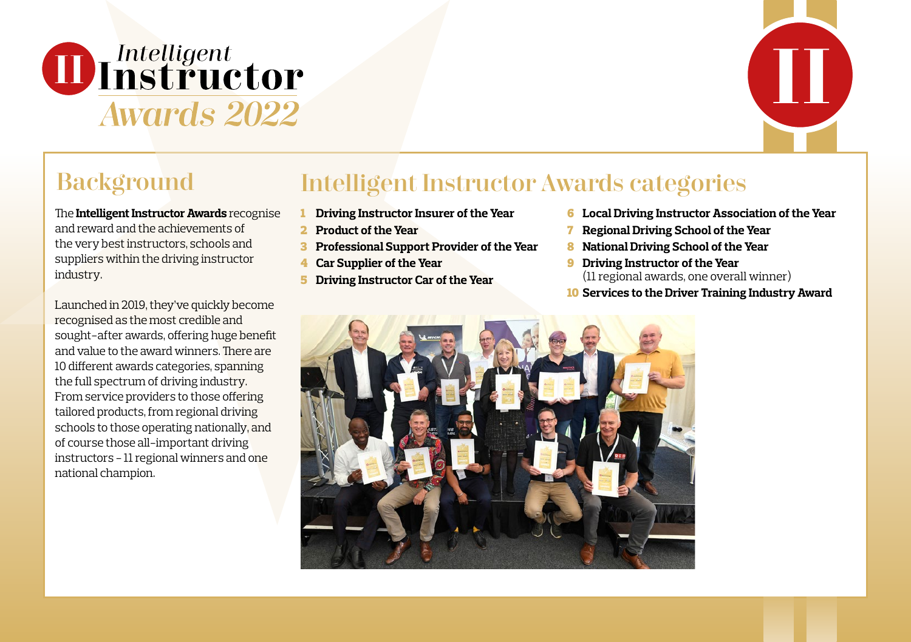# Intelligent Instructor Awards 2022

## Background

The **Intelligent Instructor Awards** recognise and reward and the achievements of the very best instructors, schools and suppliers within the driving instructor industry.

Launched in 2019, they've quickly become recognised as the most credible and sought-after awards, offering huge benefit and value to the award winners. There are 10 different awards categories, spanning the full spectrum of driving industry. From service providers to those offering tailored products, from regional driving schools to those operating nationally, and of course those all-important driving instructors – 11 regional winners and one national champion.

## Intelligent Instructor Awards categories

1. **Driving Instructor Insurer of the Year**
2. **Product of the Year**
3. **Professional Support Provider of the Year**
4. **Car Supplier of the Year**
5. **Driving Instructor Car of the Year**
6. **Local Driving Instructor Association of the Year**
7. **Regional Driving School of the Year**
8. **National Driving School of the Year**
9. **Driving Instructor of the Year** (11 regional awards, one overall winner)
10. **Services to the Driver Training Industry Award**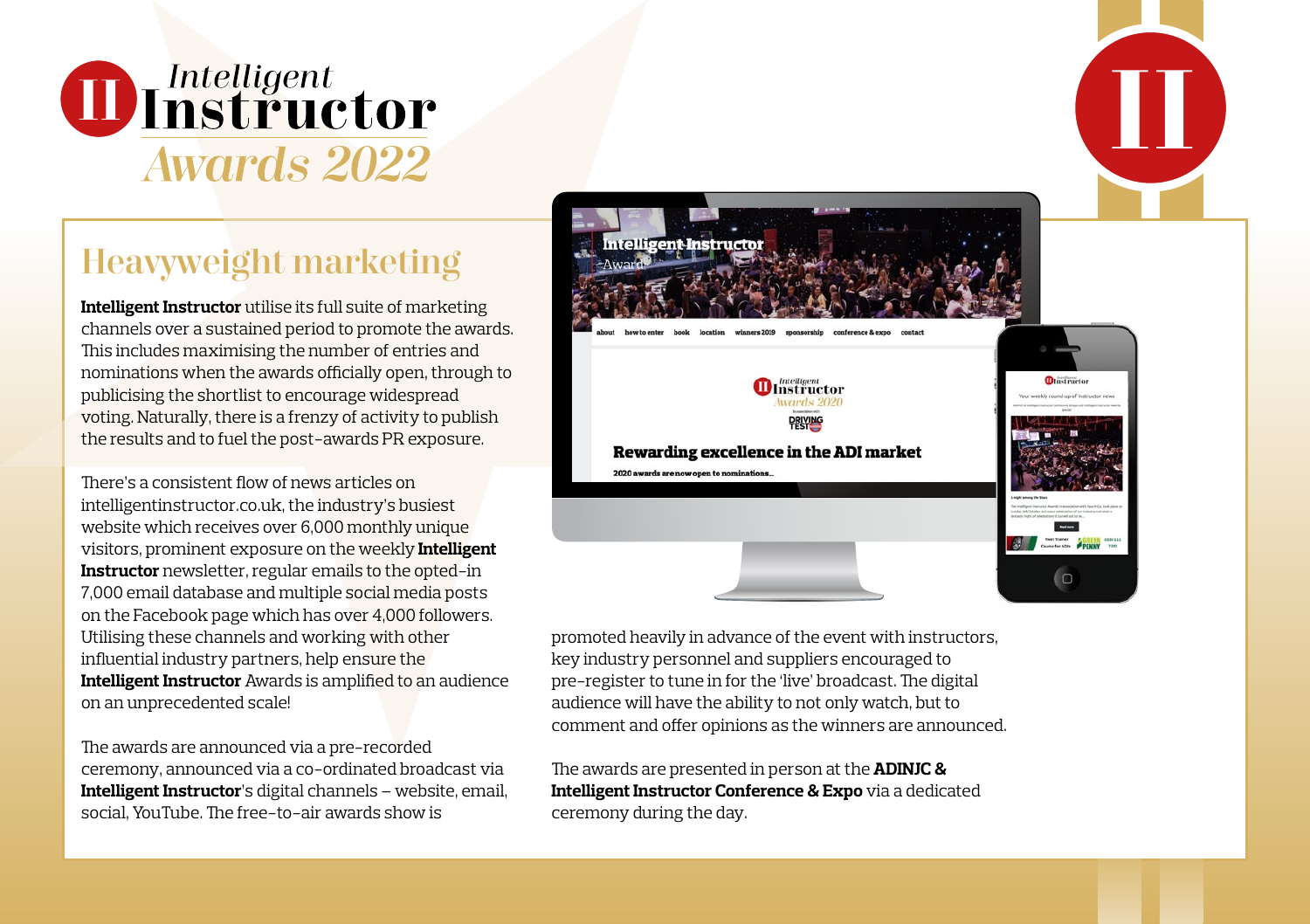# Intelligent Instructor Awards 2022

## Heavyweight marketing

**Intelligent Instructor** utilise its full suite of marketing channels over a sustained period to promote the awards. This includes maximising the number of entries and nominations when the awards officially open, through to publicising the shortlist to encourage widespread voting. Naturally, there is a frenzy of activity to publish the results and to fuel the post-awards PR exposure.

There's a consistent flow of news articles on intelligentinstructor.co.uk, the industry's busiest website which receives over 6,000 monthly unique visitors, prominent exposure on the weekly **Intelligent Instructor** newsletter, regular emails to the opted-in 7,000 email database and multiple social media posts on the Facebook page which has over 4,000 followers. Utilising these channels and working with other influential industry partners, help ensure the **Intelligent Instructor** Awards is amplified to an audience on an unprecedented scale!

The awards are announced via a pre-recorded ceremony, announced via a co-ordinated broadcast via **Intelligent Instructor**'s digital channels – website, email, social, YouTube. The free-to-air awards show is promoted heavily in advance of the event with instructors, key industry personnel and suppliers encouraged to pre-register to tune in for the 'live' broadcast. The digital audience will have the ability to not only watch, but to comment and offer opinions as the winners are announced.

The awards are presented in person at the **ADINJC & Intelligent Instructor Conference & Expo** via a dedicated ceremony during the day.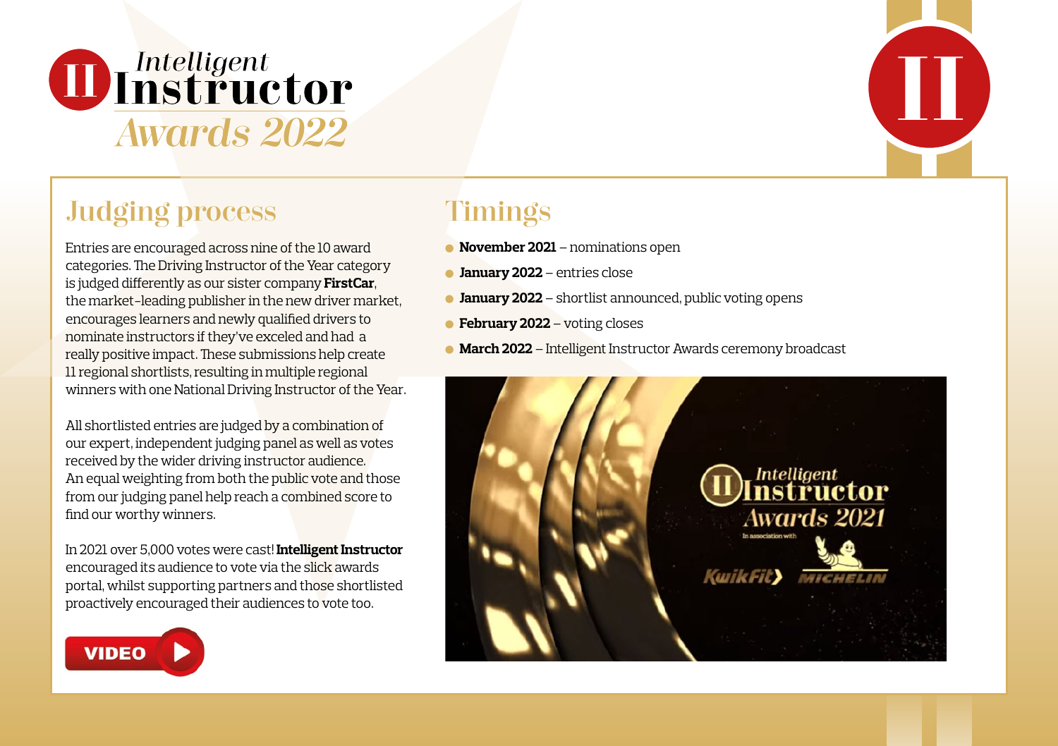# Intelligent Instructor Awards 2022

## Judging process

Entries are encouraged across nine of the 10 award categories. The Driving Instructor of the Year category is judged differently as our sister company **FirstCar**, the market-leading publisher in the new driver market, encourages learners and newly qualified drivers to nominate instructors if they've exceled and had a really positive impact. These submissions help create 11 regional shortlists, resulting in multiple regional winners with one National Driving Instructor of the Year.

All shortlisted entries are judged by a combination of our expert, independent judging panel as well as votes received by the wider driving instructor audience. An equal weighting from both the public vote and those from our judging panel help reach a combined score to find our worthy winners.

In 2021 over 5,000 votes were cast! **Intelligent Instructor** encouraged its audience to vote via the slick awards portal, whilst supporting partners and those shortlisted proactively encouraged their audiences to vote too.

VIDEO

## Timings

- **November 2021** – nominations open
- **January 2022** – entries close
- **January 2022** – shortlist announced, public voting opens
- **February 2022** – voting closes
- **March 2022** – Intelligent Instructor Awards ceremony broadcast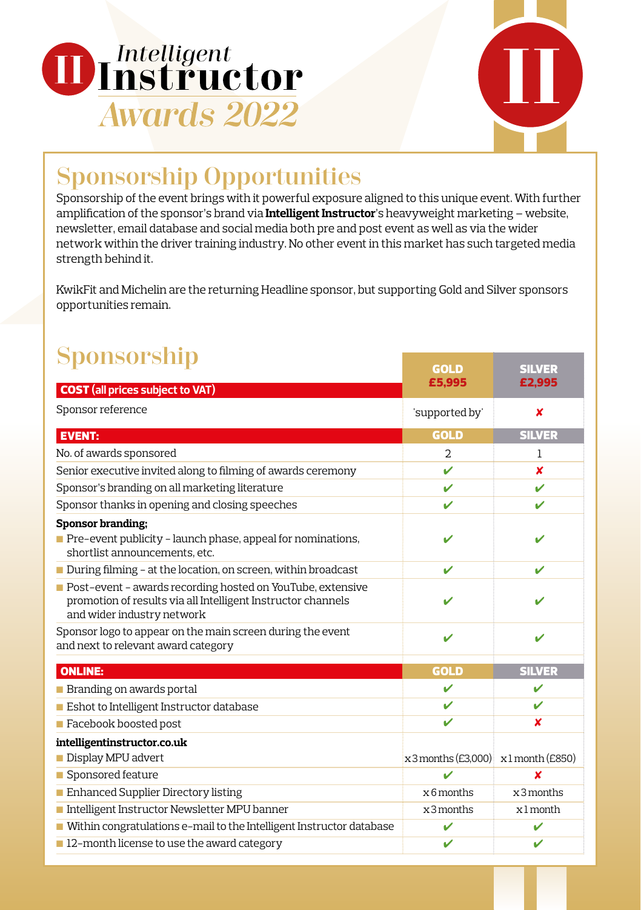# Intelligent Instructor *Awards 2022*

## Sponsorship Opportunities

Sponsorship of the event brings with it powerful exposure aligned to this unique event. With further amplification of the sponsor's brand via **Intelligent Instructor**'s heavyweight marketing – website, newsletter, email database and social media both pre and post event as well as via the wider network within the driver training industry. No other event in this market has such targeted media strength behind it.

KwikFit and Michelin are the returning Headline sponsor, but supporting Gold and Silver sponsors opportunities remain.

## Sponsorship

| **COST** (all prices subject to VAT) | **GOLD £5,995** | **SILVER £2,995** |
|---|---|---|
| Sponsor reference | 'supported by' | ✘ |
| **EVENT:** | **GOLD** | **SILVER** |
| No. of awards sponsored | 2 | 1 |
| Senior executive invited along to filming of awards ceremony | ✔ | ✘ |
| Sponsor's branding on all marketing literature | ✔ | ✔ |
| Sponsor thanks in opening and closing speeches | ✔ | ✔ |
| **Sponsor branding;** | | |
| ■ Pre-event publicity - launch phase, appeal for nominations, shortlist announcements, etc. | ✔ | ✔ |
| ■ During filming - at the location, on screen, within broadcast | ✔ | ✔ |
| ■ Post-event - awards recording hosted on YouTube, extensive promotion of results via all Intelligent Instructor channels and wider industry network | ✔ | ✔ |
| Sponsor logo to appear on the main screen during the event and next to relevant award category | ✔ | ✔ |
| **ONLINE:** | **GOLD** | **SILVER** |
| ■ Branding on awards portal | ✔ | ✔ |
| ■ Eshot to Intelligent Instructor database | ✔ | ✔ |
| ■ Facebook boosted post | ✔ | ✘ |
| **intelligentinstructor.co.uk** | | |
| ■ Display MPU advert | x 3 months (£3,000) | x 1 month (£850) |
| ■ Sponsored feature | ✔ | ✘ |
| ■ Enhanced Supplier Directory listing | x 6 months | x 3 months |
| ■ Intelligent Instructor Newsletter MPU banner | x 3 months | x 1 month |
| ■ Within congratulations e-mail to the Intelligent Instructor database | ✔ | ✔ |
| ■ 12-month license to use the award category | ✔ | ✔ |